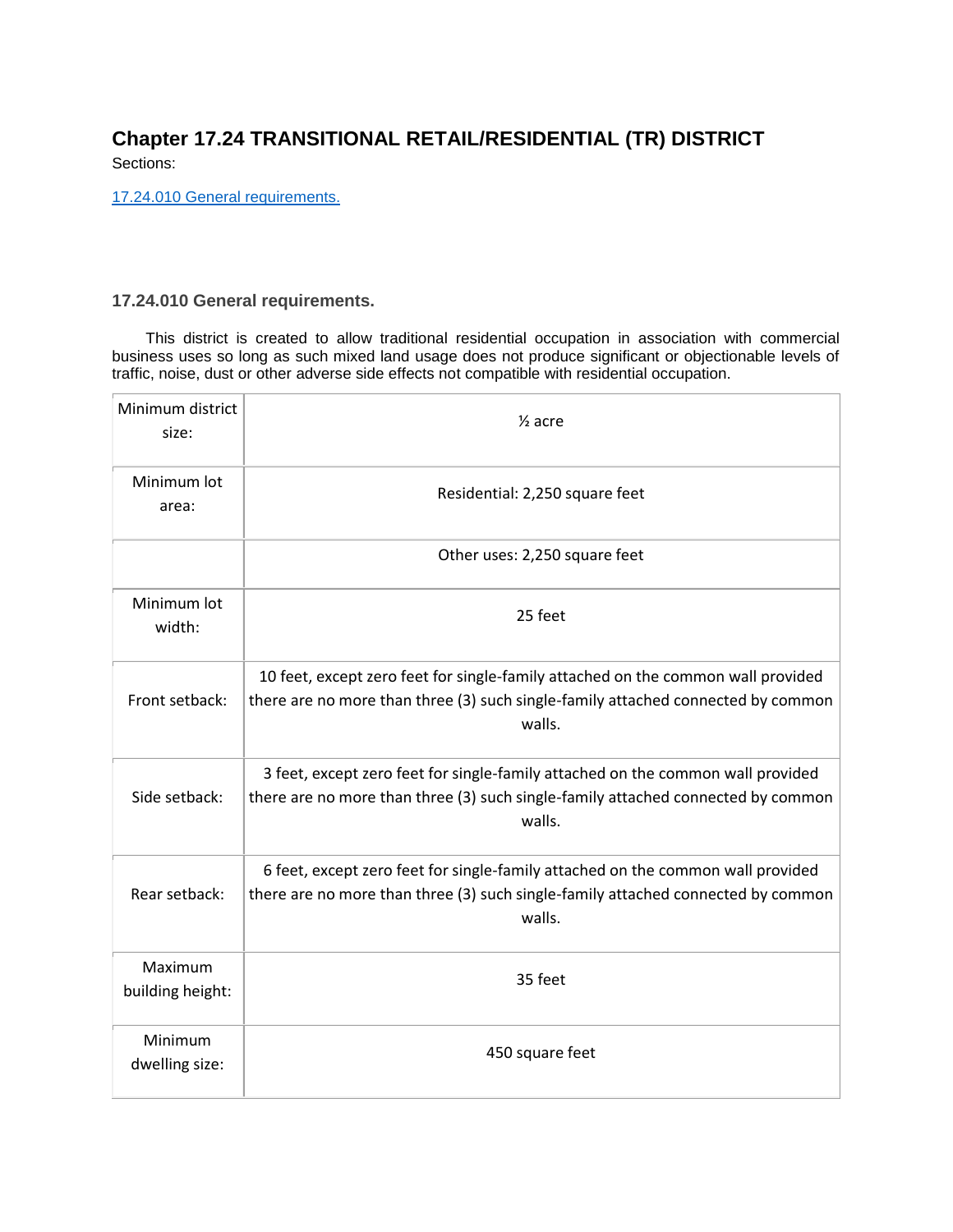# Chapter 17.24 TRANSITIONAL RETAIL/RESIDENTIAL (TR) DISTRICT

Sections:

17.24.010 General requirements.

### 17.24.010 General requirements.

This district is created to allow traditional residential occupation in association with commercial business uses so long as such mixed land usage does not produce significant or objectionable levels of traffic, noise, dust or other adverse side effects not compatible with residential occupation.

| | |
|---|---|
| Minimum district size: | ½ acre |
| Minimum lot area: | Residential: 2,250 square feet |
| | Other uses: 2,250 square feet |
| Minimum lot width: | 25 feet |
| Front setback: | 10 feet, except zero feet for single-family attached on the common wall provided there are no more than three (3) such single-family attached connected by common walls. |
| Side setback: | 3 feet, except zero feet for single-family attached on the common wall provided there are no more than three (3) such single-family attached connected by common walls. |
| Rear setback: | 6 feet, except zero feet for single-family attached on the common wall provided there are no more than three (3) such single-family attached connected by common walls. |
| Maximum building height: | 35 feet |
| Minimum dwelling size: | 450 square feet |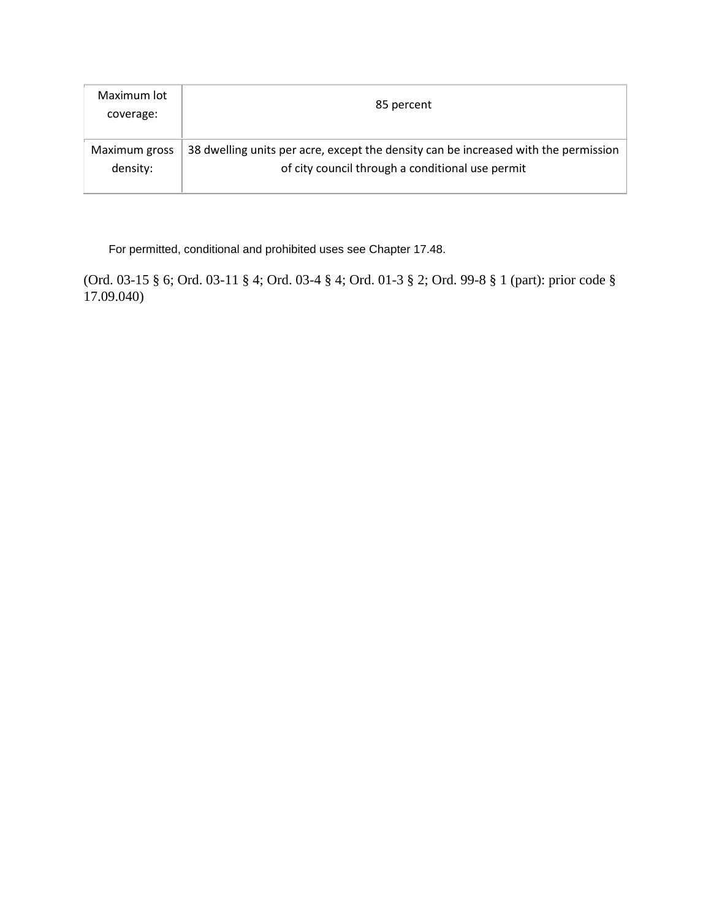| | |
|---|---|
| Maximum lot coverage: | 85 percent |
| Maximum gross density: | 38 dwelling units per acre, except the density can be increased with the permission of city council through a conditional use permit |

For permitted, conditional and prohibited uses see Chapter 17.48.

(Ord. 03-15 § 6; Ord. 03-11 § 4; Ord. 03-4 § 4; Ord. 01-3 § 2; Ord. 99-8 § 1 (part): prior code § 17.09.040)